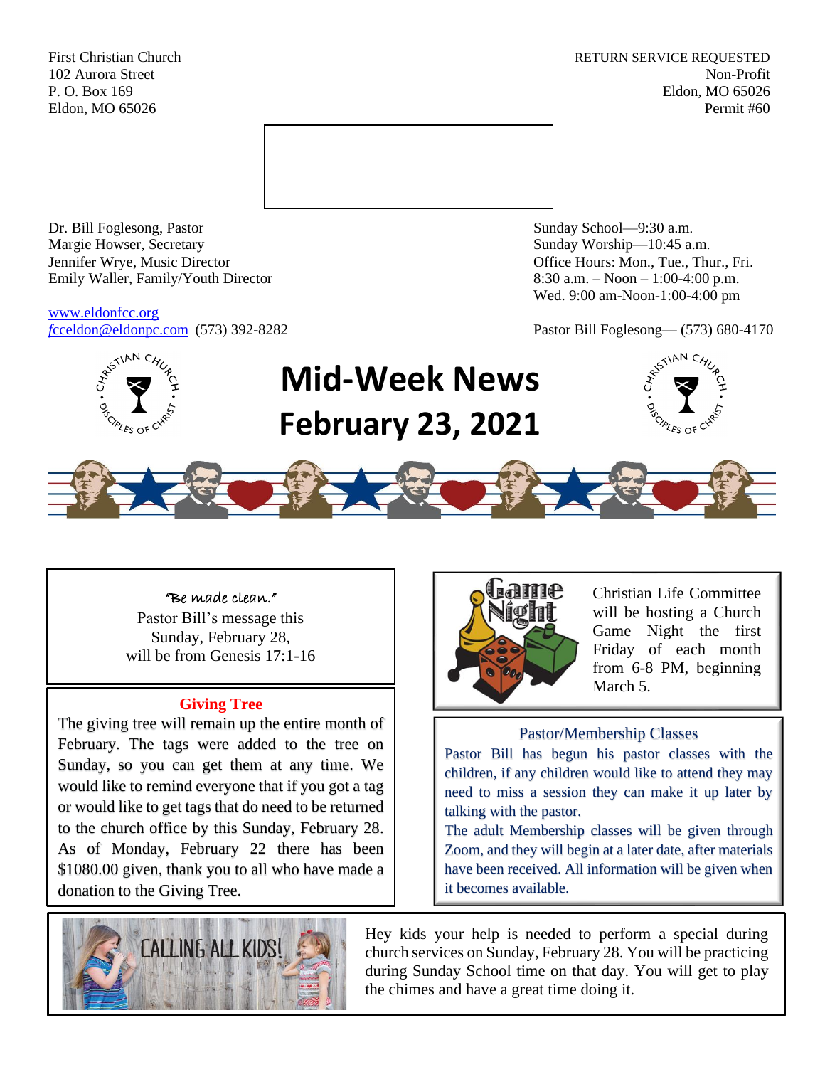First Christian Church
102 Aurora Street
P. O. Box 169
Eldon, MO 65026

RETURN SERVICE REQUESTED
Non-Profit
Eldon, MO 65026
Permit #60

Dr. Bill Foglesong, Pastor
Margie Howser, Secretary
Jennifer Wrye, Music Director
Emily Waller, Family/Youth Director

www.eldonfcc.org
fcceldon@eldonpc.com (573) 392-8282

Sunday School—9:30 a.m.
Sunday Worship—10:45 a.m.
Office Hours: Mon., Tue., Thur., Fri.
8:30 a.m. – Noon – 1:00-4:00 p.m.
Wed. 9:00 am-Noon-1:00-4:00 pm

Pastor Bill Foglesong— (573) 680-4170

# Mid-Week News
# February 23, 2021

"Be made clean."
Pastor Bill's message this Sunday, February 28, will be from Genesis 17:1-16

## Giving Tree

The giving tree will remain up the entire month of February. The tags were added to the tree on Sunday, so you can get them at any time. We would like to remind everyone that if you got a tag or would like to get tags that do need to be returned to the church office by this Sunday, February 28. As of Monday, February 22 there has been $1080.00 given, thank you to all who have made a donation to the Giving Tree.

## Game Night

Christian Life Committee will be hosting a Church Game Night the first Friday of each month from 6-8 PM, beginning March 5.

## Pastor/Membership Classes

Pastor Bill has begun his pastor classes with the children, if any children would like to attend they may need to miss a session they can make it up later by talking with the pastor.

The adult Membership classes will be given through Zoom, and they will begin at a later date, after materials have been received. All information will be given when it becomes available.

## CALLING ALL KIDS!

Hey kids your help is needed to perform a special during church services on Sunday, February 28. You will be practicing during Sunday School time on that day. You will get to play the chimes and have a great time doing it.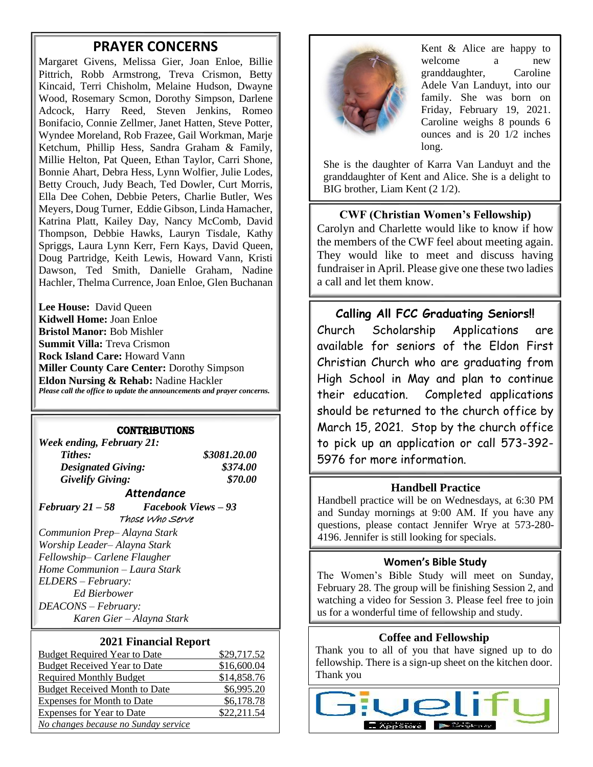## PRAYER CONCERNS

Margaret Givens, Melissa Gier, Joan Enloe, Billie Pittrich, Robb Armstrong, Treva Crismon, Betty Kincaid, Terri Chisholm, Melaine Hudson, Dwayne Wood, Rosemary Scmon, Dorothy Simpson, Darlene Adcock, Harry Reed, Steven Jenkins, Romeo Bonifacio, Connie Zellmer, Janet Hatten, Steve Potter, Wyndee Moreland, Rob Frazee, Gail Workman, Marje Ketchum, Phillip Hess, Sandra Graham & Family, Millie Helton, Pat Queen, Ethan Taylor, Carri Shone, Bonnie Ahart, Debra Hess, Lynn Wolfier, Julie Lodes, Betty Crouch, Judy Beach, Ted Dowler, Curt Morris, Ella Dee Cohen, Debbie Peters, Charlie Butler, Wes Meyers, Doug Turner, Eddie Gibson, Linda Hamacher, Katrina Platt, Kailey Day, Nancy McComb, David Thompson, Debbie Hawks, Lauryn Tisdale, Kathy Spriggs, Laura Lynn Kerr, Fern Kays, David Queen, Doug Partridge, Keith Lewis, Howard Vann, Kristi Dawson, Ted Smith, Danielle Graham, Nadine Hachler, Thelma Currence, Joan Enloe, Glen Buchanan

**Lee House:** David Queen
**Kidwell Home:** Joan Enloe
**Bristol Manor:** Bob Mishler
**Summit Villa:** Treva Crismon
**Rock Island Care:** Howard Vann
**Miller County Care Center:** Dorothy Simpson
**Eldon Nursing & Rehab:** Nadine Hackler
***Please call the office to update the announcements and prayer concerns.***

### CONTRIBUTIONS

*Week ending, February 21:*

| | |
|---|---|
| ***Tithes:*** | ***$3081.20.00*** |
| ***Designated Giving:*** | ***$374.00*** |
| ***Givelify Giving:*** | ***$70.00*** |

### *Attendance*

***February 21 – 58*** ***Facebook Views – 93***

*Those Who Serve*

*Communion Prep– Alayna Stark*
*Worship Leader– Alayna Stark*
*Fellowship– Carlene Flaugher*
*Home Communion – Laura Stark*
*ELDERS – February:*
*Ed Bierbower*
*DEACONS – February:*
*Karen Gier – Alayna Stark*

### 2021 Financial Report

| | |
|---|---|
| Budget Required Year to Date | $29,717.52 |
| Budget Received Year to Date | $16,600.04 |
| Required Monthly Budget | $14,858.76 |
| Budget Received Month to Date | $6,995.20 |
| Expenses for Month to Date | $6,178.78 |
| Expenses for Year to Date | $22,211.54 |

*No changes because no Sunday service*

Kent & Alice are happy to welcome a new granddaughter, Caroline Adele Van Landuyt, into our family. She was born on Friday, February 19, 2021. Caroline weighs 8 pounds 6 ounces and is 20 1/2 inches long.

She is the daughter of Karra Van Landuyt and the granddaughter of Kent and Alice. She is a delight to BIG brother, Liam Kent (2 1/2).

### CWF (Christian Women's Fellowship)

Carolyn and Charlette would like to know if how the members of the CWF feel about meeting again. They would like to meet and discuss having fundraiser in April. Please give one these two ladies a call and let them know.

### Calling All FCC Graduating Seniors!!

Church Scholarship Applications are available for seniors of the Eldon First Christian Church who are graduating from High School in May and plan to continue their education. Completed applications should be returned to the church office by March 15, 2021. Stop by the church office to pick up an application or call 573-392-5976 for more information.

### Handbell Practice

Handbell practice will be on Wednesdays, at 6:30 PM and Sunday mornings at 9:00 AM. If you have any questions, please contact Jennifer Wrye at 573-280-4196. Jennifer is still looking for specials.

### Women's Bible Study

The Women's Bible Study will meet on Sunday, February 28. The group will be finishing Session 2, and watching a video for Session 3. Please feel free to join us for a wonderful time of fellowship and study.

### Coffee and Fellowship

Thank you to all of you that have signed up to do fellowship. There is a sign-up sheet on the kitchen door. Thank you

Givelify